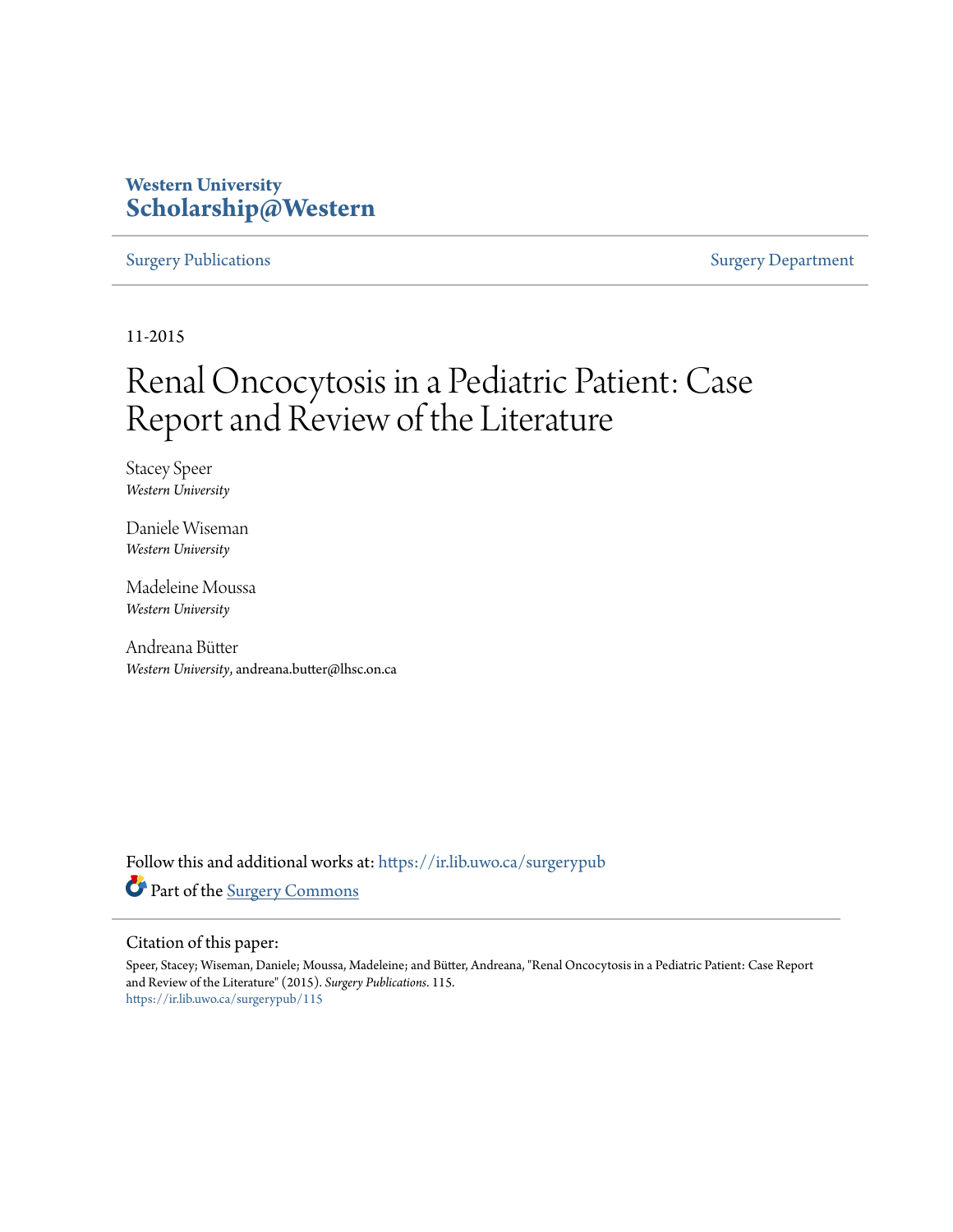Western University
**Scholarship@Western**

Surgery Publications | Surgery Department

11-2015

# Renal Oncocytosis in a Pediatric Patient: Case Report and Review of the Literature

Stacey Speer
*Western University*

Daniele Wiseman
*Western University*

Madeleine Moussa
*Western University*

Andreana Bütter
*Western University*, andreana.butter@lhsc.on.ca

Follow this and additional works at: https://ir.lib.uwo.ca/surgerypub

Part of the Surgery Commons

Citation of this paper:
Speer, Stacey; Wiseman, Daniele; Moussa, Madeleine; and Bütter, Andreana, "Renal Oncocytosis in a Pediatric Patient: Case Report and Review of the Literature" (2015). *Surgery Publications*. 115.
https://ir.lib.uwo.ca/surgerypub/115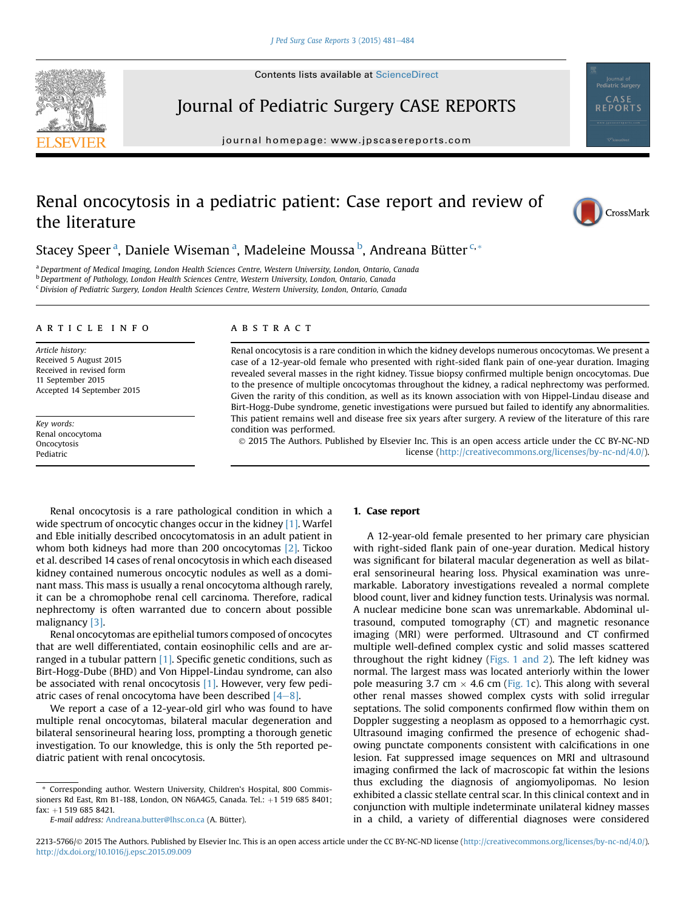# Renal oncocytosis in a pediatric patient: Case report and review of the literature

Stacey Speer [a], Daniele Wiseman [a], Madeleine Moussa [b], Andreana Bütter [c,*]

[a] Department of Medical Imaging, London Health Sciences Centre, Western University, London, Ontario, Canada
[b] Department of Pathology, London Health Sciences Centre, Western University, London, Ontario, Canada
[c] Division of Pediatric Surgery, London Health Sciences Centre, Western University, London, Ontario, Canada

## ARTICLE INFO

*Article history:*
Received 5 August 2015
Received in revised form
11 September 2015
Accepted 14 September 2015

*Key words:*
Renal oncocytoma
Oncocytosis
Pediatric

## ABSTRACT

Renal oncocytosis is a rare condition in which the kidney develops numerous oncocytomas. We present a case of a 12-year-old female who presented with right-sided flank pain of one-year duration. Imaging revealed several masses in the right kidney. Tissue biopsy confirmed multiple benign oncocytomas. Due to the presence of multiple oncocytomas throughout the kidney, a radical nephrectomy was performed. Given the rarity of this condition, as well as its known association with von Hippel-Lindau disease and Birt-Hogg-Dube syndrome, genetic investigations were pursued but failed to identify any abnormalities. This patient remains well and disease free six years after surgery. A review of the literature of this rare condition was performed.

© 2015 The Authors. Published by Elsevier Inc. This is an open access article under the CC BY-NC-ND license (http://creativecommons.org/licenses/by-nc-nd/4.0/).

Renal oncocytosis is a rare pathological condition in which a wide spectrum of oncocytic changes occur in the kidney [1]. Warfel and Eble initially described oncocytomatosis in an adult patient in whom both kidneys had more than 200 oncocytomas [2]. Tickoo et al. described 14 cases of renal oncocytosis in which each diseased kidney contained numerous oncocytic nodules as well as a dominant mass. This mass is usually a renal oncocytoma although rarely, it can be a chromophobe renal cell carcinoma. Therefore, radical nephrectomy is often warranted due to concern about possible malignancy [3].

Renal oncocytomas are epithelial tumors composed of oncocytes that are well differentiated, contain eosinophilic cells and are arranged in a tubular pattern [1]. Specific genetic conditions, such as Birt-Hogg-Dube (BHD) and Von Hippel-Lindau syndrome, can also be associated with renal oncocytosis [1]. However, very few pediatric cases of renal oncocytoma have been described [4–8].

We report a case of a 12-year-old girl who was found to have multiple renal oncocytomas, bilateral macular degeneration and bilateral sensorineural hearing loss, prompting a thorough genetic investigation. To our knowledge, this is only the 5th reported pediatric patient with renal oncocytosis.

## 1. Case report

A 12-year-old female presented to her primary care physician with right-sided flank pain of one-year duration. Medical history was significant for bilateral macular degeneration as well as bilateral sensorineural hearing loss. Physical examination was unremarkable. Laboratory investigations revealed a normal complete blood count, liver and kidney function tests. Urinalysis was normal. A nuclear medicine bone scan was unremarkable. Abdominal ultrasound, computed tomography (CT) and magnetic resonance imaging (MRI) were performed. Ultrasound and CT confirmed multiple well-defined complex cystic and solid masses scattered throughout the right kidney (Figs. 1 and 2). The left kidney was normal. The largest mass was located anteriorly within the lower pole measuring 3.7 cm × 4.6 cm (Fig. 1c). This along with several other renal masses showed complex cysts with solid irregular septations. The solid components confirmed flow within them on Doppler suggesting a neoplasm as opposed to a hemorrhagic cyst. Ultrasound imaging confirmed the presence of echogenic shadowing punctate components consistent with calcifications in one lesion. Fat suppressed image sequences on MRI and ultrasound imaging confirmed the lack of macroscopic fat within the lesions thus excluding the diagnosis of angiomyolipomas. No lesion exhibited a classic stellate central scar. In this clinical context and in conjunction with multiple indeterminate unilateral kidney masses in a child, a variety of differential diagnoses were considered

\* Corresponding author. Western University, Children's Hospital, 800 Commissioners Rd East, Rm B1-188, London, ON N6A4G5, Canada. Tel.: +1 519 685 8401; fax: +1 519 685 8421.
E-mail address: Andreana.butter@lhsc.on.ca (A. Bütter).

2213-5766/© 2015 The Authors. Published by Elsevier Inc. This is an open access article under the CC BY-NC-ND license (http://creativecommons.org/licenses/by-nc-nd/4.0/).
http://dx.doi.org/10.1016/j.epsc.2015.09.009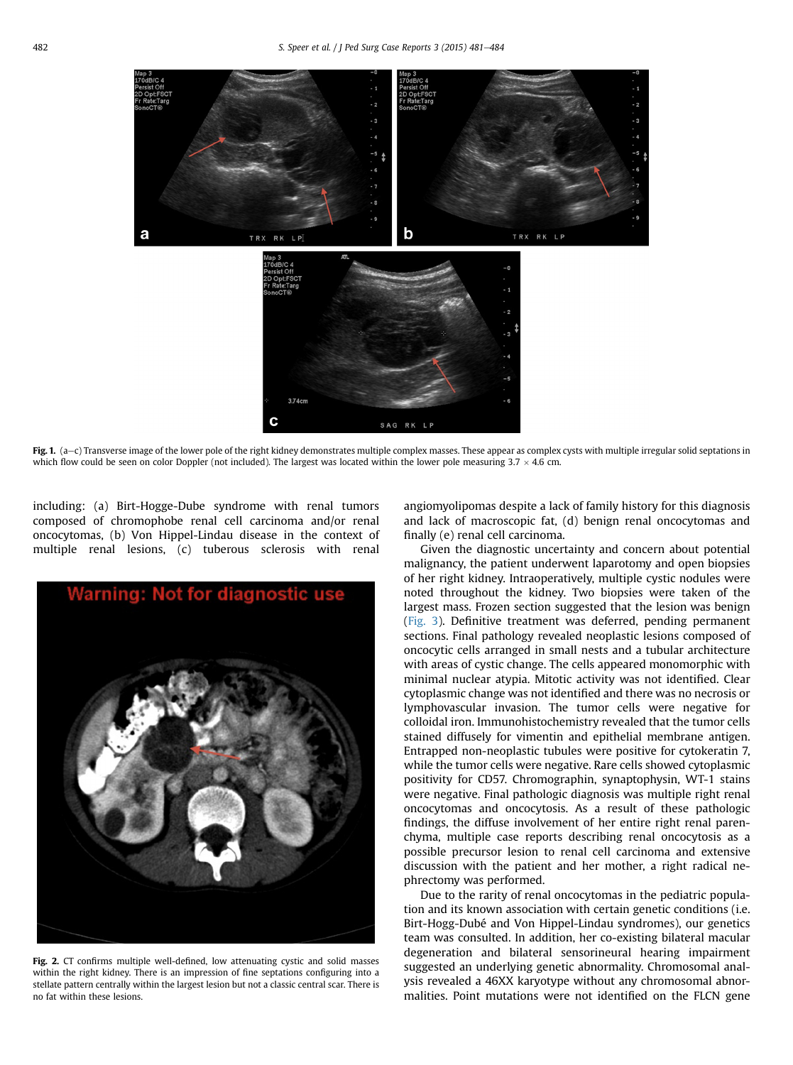Fig. 1. (a–c) Transverse image of the lower pole of the right kidney demonstrates multiple complex masses. These appear as complex cysts with multiple irregular solid septations in which flow could be seen on color Doppler (not included). The largest was located within the lower pole measuring 3.7 × 4.6 cm.

including: (a) Birt-Hogge-Dube syndrome with renal tumors composed of chromophobe renal cell carcinoma and/or renal oncocytomas, (b) Von Hippel-Lindau disease in the context of multiple renal lesions, (c) tuberous sclerosis with renal angiomyolipomas despite a lack of family history for this diagnosis and lack of macroscopic fat, (d) benign renal oncocytomas and finally (e) renal cell carcinoma.

Fig. 2. CT confirms multiple well-defined, low attenuating cystic and solid masses within the right kidney. There is an impression of fine septations configuring into a stellate pattern centrally within the largest lesion but not a classic central scar. There is no fat within these lesions.

Given the diagnostic uncertainty and concern about potential malignancy, the patient underwent laparotomy and open biopsies of her right kidney. Intraoperatively, multiple cystic nodules were noted throughout the kidney. Two biopsies were taken of the largest mass. Frozen section suggested that the lesion was benign (Fig. 3). Definitive treatment was deferred, pending permanent sections. Final pathology revealed neoplastic lesions composed of oncocytic cells arranged in small nests and a tubular architecture with areas of cystic change. The cells appeared monomorphic with minimal nuclear atypia. Mitotic activity was not identified. Clear cytoplasmic change was not identified and there was no necrosis or lymphovascular invasion. The tumor cells were negative for colloidal iron. Immunohistochemistry revealed that the tumor cells stained diffusely for vimentin and epithelial membrane antigen. Entrapped non-neoplastic tubules were positive for cytokeratin 7, while the tumor cells were negative. Rare cells showed cytoplasmic positivity for CD57. Chromographin, synaptophysin, WT-1 stains were negative. Final pathologic diagnosis was multiple right renal oncocytomas and oncocytosis. As a result of these pathologic findings, the diffuse involvement of her entire right renal parenchyma, multiple case reports describing renal oncocytosis as a possible precursor lesion to renal cell carcinoma and extensive discussion with the patient and her mother, a right radical nephrectomy was performed.

Due to the rarity of renal oncocytomas in the pediatric population and its known association with certain genetic conditions (i.e. Birt-Hogg-Dubé and Von Hippel-Lindau syndromes), our genetics team was consulted. In addition, her co-existing bilateral macular degeneration and bilateral sensorineural hearing impairment suggested an underlying genetic abnormality. Chromosomal analysis revealed a 46XX karyotype without any chromosomal abnormalities. Point mutations were not identified on the FLCN gene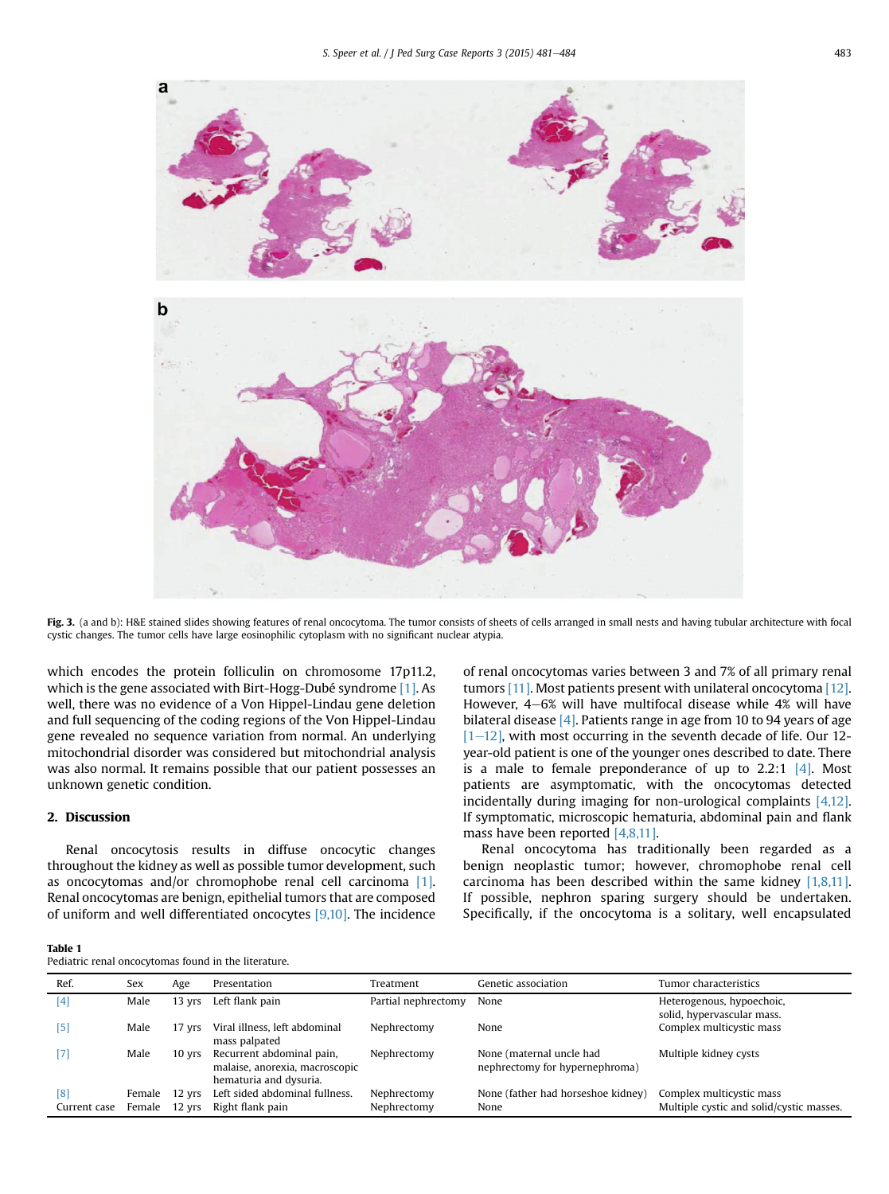Fig. 3. (a and b): H&E stained slides showing features of renal oncocytoma. The tumor consists of sheets of cells arranged in small nests and having tubular architecture with focal cystic changes. The tumor cells have large eosinophilic cytoplasm with no significant nuclear atypia.

which encodes the protein folliculin on chromosome 17p11.2, which is the gene associated with Birt-Hogg-Dubé syndrome [1]. As well, there was no evidence of a Von Hippel-Lindau gene deletion and full sequencing of the coding regions of the Von Hippel-Lindau gene revealed no sequence variation from normal. An underlying mitochondrial disorder was considered but mitochondrial analysis was also normal. It remains possible that our patient possesses an unknown genetic condition.

## 2. Discussion

Renal oncocytosis results in diffuse oncocytic changes throughout the kidney as well as possible tumor development, such as oncocytomas and/or chromophobe renal cell carcinoma [1]. Renal oncocytomas are benign, epithelial tumors that are composed of uniform and well differentiated oncocytes [9,10]. The incidence of renal oncocytomas varies between 3 and 7% of all primary renal tumors [11]. Most patients present with unilateral oncocytoma [12]. However, 4–6% will have multifocal disease while 4% will have bilateral disease [4]. Patients range in age from 10 to 94 years of age [1–12], with most occurring in the seventh decade of life. Our 12-year-old patient is one of the younger ones described to date. There is a male to female preponderance of up to 2.2:1 [4]. Most patients are asymptomatic, with the oncocytomas detected incidentally during imaging for non-urological complaints [4,12]. If symptomatic, microscopic hematuria, abdominal pain and flank mass have been reported [4,8,11].

Renal oncocytoma has traditionally been regarded as a benign neoplastic tumor; however, chromophobe renal cell carcinoma has been described within the same kidney [1,8,11]. If possible, nephron sparing surgery should be undertaken. Specifically, if the oncocytoma is a solitary, well encapsulated

**Table 1**
Pediatric renal oncocytomas found in the literature.

| Ref. | Sex | Age | Presentation | Treatment | Genetic association | Tumor characteristics |
|---|---|---|---|---|---|---|
| [4] | Male | 13 yrs | Left flank pain | Partial nephrectomy | None | Heterogenous, hypoechoic, solid, hypervascular mass. |
| [5] | Male | 17 yrs | Viral illness, left abdominal mass palpated | Nephrectomy | None | Complex multicystic mass |
| [7] | Male | 10 yrs | Recurrent abdominal pain, malaise, anorexia, macroscopic hematuria and dysuria. | Nephrectomy | None (maternal uncle had nephrectomy for hypernephroma) | Multiple kidney cysts |
| [8] | Female | 12 yrs | Left sided abdominal fullness. | Nephrectomy | None (father had horseshoe kidney) | Complex multicystic mass |
| Current case | Female | 12 yrs | Right flank pain | Nephrectomy | None | Multiple cystic and solid/cystic masses. |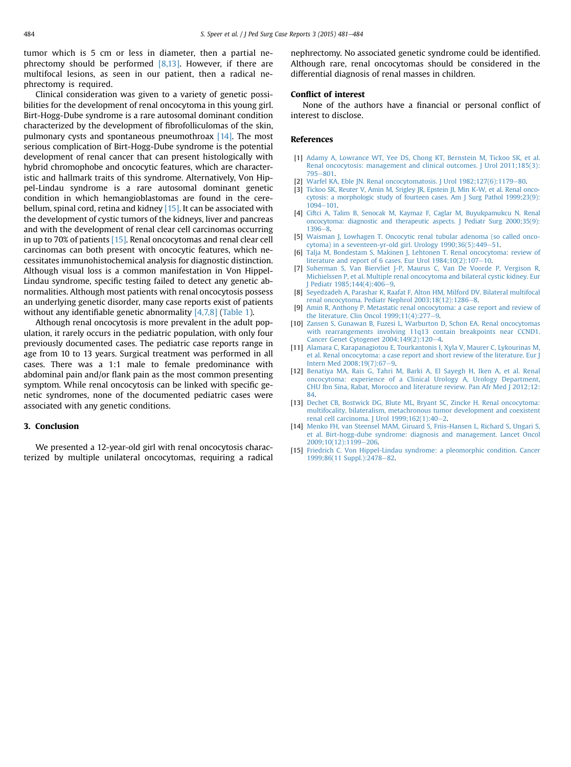tumor which is 5 cm or less in diameter, then a partial nephrectomy should be performed [8,13]. However, if there are multifocal lesions, as seen in our patient, then a radical nephrectomy is required.

Clinical consideration was given to a variety of genetic possibilities for the development of renal oncocytoma in this young girl. Birt-Hogg-Dube syndrome is a rare autosomal dominant condition characterized by the development of fibrofolliculomas of the skin, pulmonary cysts and spontaneous pneumothroax [14]. The most serious complication of Birt-Hogg-Dube syndrome is the potential development of renal cancer that can present histologically with hybrid chromophobe and oncocytic features, which are characteristic and hallmark traits of this syndrome. Alternatively, Von Hippel-Lindau syndrome is a rare autosomal dominant genetic condition in which hemangioblastomas are found in the cerebellum, spinal cord, retina and kidney [15]. It can be associated with the development of cystic tumors of the kidneys, liver and pancreas and with the development of renal clear cell carcinomas occurring in up to 70% of patients [15]. Renal oncocytomas and renal clear cell carcinomas can both present with oncocytic features, which necessitates immunohistochemical analysis for diagnostic distinction. Although visual loss is a common manifestation in Von Hippel-Lindau syndrome, specific testing failed to detect any genetic abnormalities. Although most patients with renal oncocytosis possess an underlying genetic disorder, many case reports exist of patients without any identifiable genetic abnormality [4,7,8] (Table 1).

Although renal oncocytosis is more prevalent in the adult population, it rarely occurs in the pediatric population, with only four previously documented cases. The pediatric case reports range in age from 10 to 13 years. Surgical treatment was performed in all cases. There was a 1:1 male to female predominance with abdominal pain and/or flank pain as the most common presenting symptom. While renal oncocytosis can be linked with specific genetic syndromes, none of the documented pediatric cases were associated with any genetic conditions.

## 3. Conclusion

We presented a 12-year-old girl with renal oncocytosis characterized by multiple unilateral oncocytomas, requiring a radical nephrectomy. No associated genetic syndrome could be identified. Although rare, renal oncocytomas should be considered in the differential diagnosis of renal masses in children.

## Conflict of interest

None of the authors have a financial or personal conflict of interest to disclose.

## References

[1] Adamy A, Lowrance WT, Yee DS, Chong KT, Bernstein M, Tickoo SK, et al. Renal oncocytosis: management and clinical outcomes. J Urol 2011;185(3):795–801.

[2] Warfel KA, Eble JN. Renal oncocytomatosis. J Urol 1982;127(6):1179–80.

[3] Tickoo SK, Reuter V, Amin M, Srigley JR, Epstein JI, Min K-W, et al. Renal oncocytosis: a morphologic study of fourteen cases. Am J Surg Pathol 1999;23(9):1094–101.

[4] Ciftci A, Talim B, Senocak M, Kaymaz F, Caglar M, Buyukpamukcu N. Renal oncocytoma: diagnostic and therapeutic aspects. J Pediatr Surg 2000;35(9):1396–8.

[5] Waisman J, Lowhagen T. Oncocytic renal tubular adenoma (so called oncocytoma) in a seventeen-yr-old girl. Urology 1990;36(5):449–51.

[6] Talja M, Bondestam S, Makinen J, Lehtonen T. Renal oncocytoma: review of literature and report of 6 cases. Eur Urol 1984;10(2):107–10.

[7] Suherman S, Van Biervliet J-P, Maurus C, Van De Voorde P, Vergison R, Michielssen P, et al. Multiple renal oncocytoma and bilateral cystic kidney. Eur J Pediatr 1985;144(4):406–9.

[8] Seyedzadeh A, Parashar K, Raafat F, Alton HM, Milford DV. Bilateral multifocal renal oncocytoma. Pediatr Nephrol 2003;18(12):1286–8.

[9] Amin R, Anthony P. Metastatic renal oncocytoma: a case report and review of the literature. Clin Oncol 1999;11(4):277–9.

[10] Zansen S, Gunawan B, Fuzesi L, Warburton D, Schon EA. Renal oncocytomas with rearrangements involving 11q13 contain breakpoints near CCND1. Cancer Genet Cytogenet 2004;149(2):120–4.

[11] Alamara C, Karapanagiotou E, Tourkantonis I, Xyla V, Maurer C, Lykourinas M, et al. Renal oncocytoma: a case report and short review of the literature. Eur J Intern Med 2008;19(7):67–9.

[12] Benatiya MA, Rais G, Tahri M, Barki A, El Sayegh H, Iken A, et al. Renal oncocytoma: experience of a Clinical Urology A, Urology Department, CHU Ibn Sina, Rabat, Morocco and literature review. Pan Afr Med J 2012;12:84.

[13] Dechet CB, Bostwick DG, Blute ML, Bryant SC, Zincke H. Renal oncocytoma: multifocality, bilateralism, metachronous tumor development and coexistent renal cell carcinoma. J Urol 1999;162(1):40–2.

[14] Menko FH, van Steensel MAM, Giruard S, Friis-Hansen L, Richard S, Ungari S, et al. Birt-hogg-dube syndrome: diagnosis and management. Lancet Oncol 2009;10(12):1199–206.

[15] Friedrich C. Von Hippel-Lindau syndrome: a pleomorphic condition. Cancer 1999;86(11 Suppl.):2478–82.